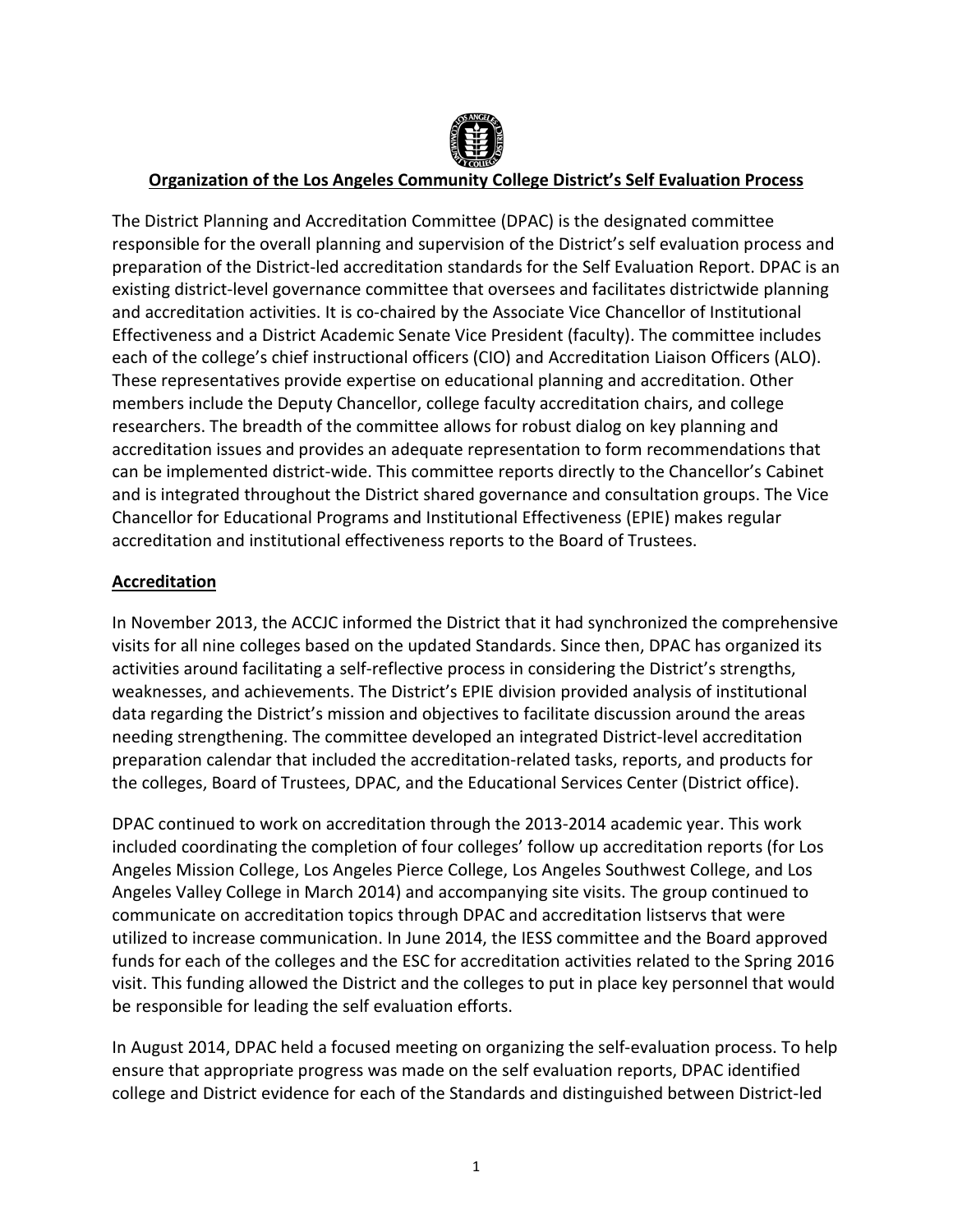## Organization of the Los Angeles Community College District's Self Evaluation Process

The District Planning and Accreditation Committee (DPAC) is the designated committee responsible for the overall planning and supervision of the District's self evaluation process and preparation of the District-led accreditation standards for the Self Evaluation Report. DPAC is an existing district-level governance committee that oversees and facilitates districtwide planning and accreditation activities. It is co-chaired by the Associate Vice Chancellor of Institutional Effectiveness and a District Academic Senate Vice President (faculty). The committee includes each of the college's chief instructional officers (CIO) and Accreditation Liaison Officers (ALO). These representatives provide expertise on educational planning and accreditation. Other members include the Deputy Chancellor, college faculty accreditation chairs, and college researchers. The breadth of the committee allows for robust dialog on key planning and accreditation issues and provides an adequate representation to form recommendations that can be implemented district-wide. This committee reports directly to the Chancellor's Cabinet and is integrated throughout the District shared governance and consultation groups. The Vice Chancellor for Educational Programs and Institutional Effectiveness (EPIE) makes regular accreditation and institutional effectiveness reports to the Board of Trustees.

### Accreditation

In November 2013, the ACCJC informed the District that it had synchronized the comprehensive visits for all nine colleges based on the updated Standards. Since then, DPAC has organized its activities around facilitating a self-reflective process in considering the District's strengths, weaknesses, and achievements. The District's EPIE division provided analysis of institutional data regarding the District's mission and objectives to facilitate discussion around the areas needing strengthening. The committee developed an integrated District-level accreditation preparation calendar that included the accreditation-related tasks, reports, and products for the colleges, Board of Trustees, DPAC, and the Educational Services Center (District office).

DPAC continued to work on accreditation through the 2013-2014 academic year. This work included coordinating the completion of four colleges' follow up accreditation reports (for Los Angeles Mission College, Los Angeles Pierce College, Los Angeles Southwest College, and Los Angeles Valley College in March 2014) and accompanying site visits. The group continued to communicate on accreditation topics through DPAC and accreditation listservs that were utilized to increase communication. In June 2014, the IESS committee and the Board approved funds for each of the colleges and the ESC for accreditation activities related to the Spring 2016 visit. This funding allowed the District and the colleges to put in place key personnel that would be responsible for leading the self evaluation efforts.

In August 2014, DPAC held a focused meeting on organizing the self-evaluation process. To help ensure that appropriate progress was made on the self evaluation reports, DPAC identified college and District evidence for each of the Standards and distinguished between District-led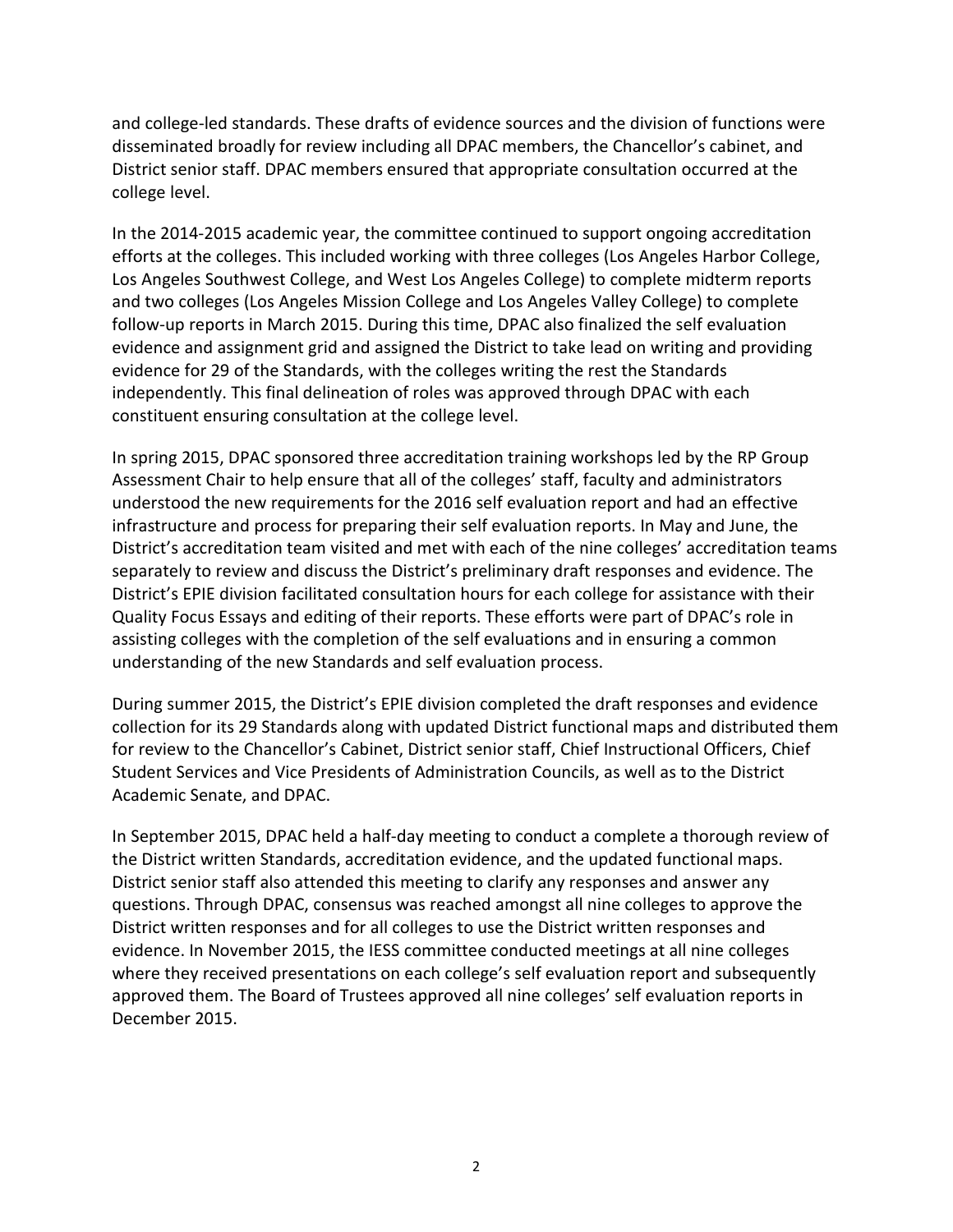and college-led standards. These drafts of evidence sources and the division of functions were disseminated broadly for review including all DPAC members, the Chancellor's cabinet, and District senior staff. DPAC members ensured that appropriate consultation occurred at the college level.

In the 2014-2015 academic year, the committee continued to support ongoing accreditation efforts at the colleges. This included working with three colleges (Los Angeles Harbor College, Los Angeles Southwest College, and West Los Angeles College) to complete midterm reports and two colleges (Los Angeles Mission College and Los Angeles Valley College) to complete follow-up reports in March 2015. During this time, DPAC also finalized the self evaluation evidence and assignment grid and assigned the District to take lead on writing and providing evidence for 29 of the Standards, with the colleges writing the rest the Standards independently. This final delineation of roles was approved through DPAC with each constituent ensuring consultation at the college level.

In spring 2015, DPAC sponsored three accreditation training workshops led by the RP Group Assessment Chair to help ensure that all of the colleges' staff, faculty and administrators understood the new requirements for the 2016 self evaluation report and had an effective infrastructure and process for preparing their self evaluation reports. In May and June, the District's accreditation team visited and met with each of the nine colleges' accreditation teams separately to review and discuss the District's preliminary draft responses and evidence. The District's EPIE division facilitated consultation hours for each college for assistance with their Quality Focus Essays and editing of their reports. These efforts were part of DPAC's role in assisting colleges with the completion of the self evaluations and in ensuring a common understanding of the new Standards and self evaluation process.

During summer 2015, the District's EPIE division completed the draft responses and evidence collection for its 29 Standards along with updated District functional maps and distributed them for review to the Chancellor's Cabinet, District senior staff, Chief Instructional Officers, Chief Student Services and Vice Presidents of Administration Councils, as well as to the District Academic Senate, and DPAC.

In September 2015, DPAC held a half-day meeting to conduct a complete a thorough review of the District written Standards, accreditation evidence, and the updated functional maps. District senior staff also attended this meeting to clarify any responses and answer any questions. Through DPAC, consensus was reached amongst all nine colleges to approve the District written responses and for all colleges to use the District written responses and evidence. In November 2015, the IESS committee conducted meetings at all nine colleges where they received presentations on each college's self evaluation report and subsequently approved them. The Board of Trustees approved all nine colleges' self evaluation reports in December 2015.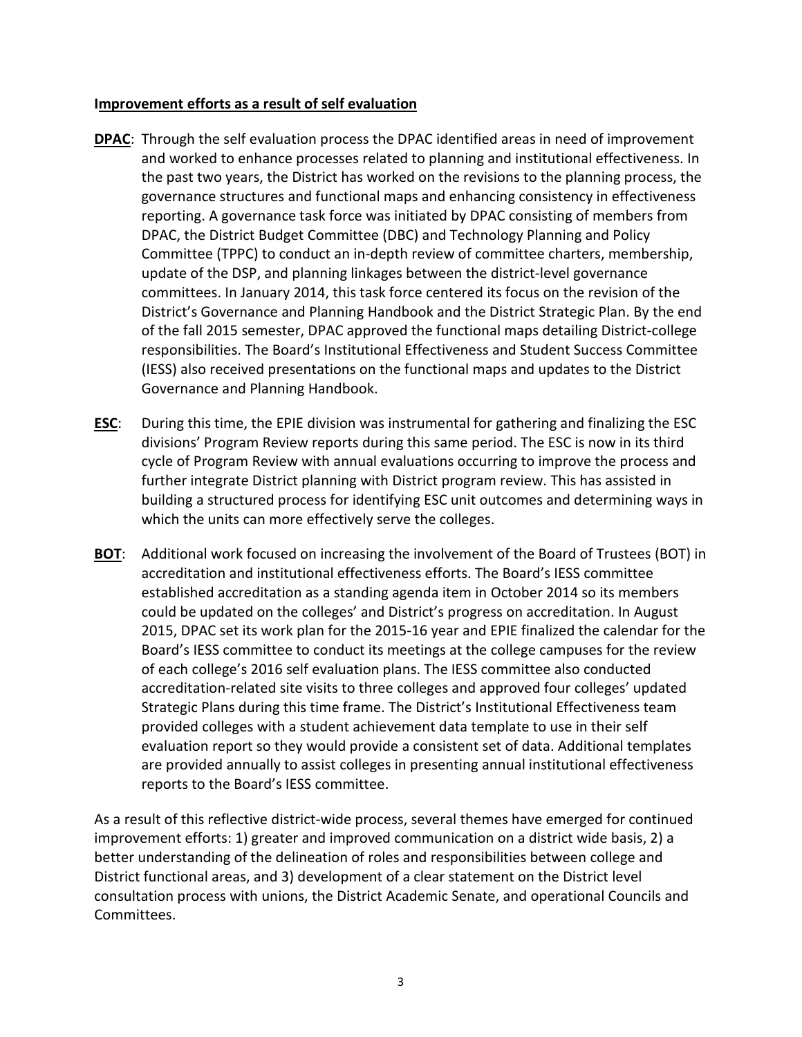**Improvement efforts as a result of self evaluation**

**DPAC**: Through the self evaluation process the DPAC identified areas in need of improvement and worked to enhance processes related to planning and institutional effectiveness. In the past two years, the District has worked on the revisions to the planning process, the governance structures and functional maps and enhancing consistency in effectiveness reporting. A governance task force was initiated by DPAC consisting of members from DPAC, the District Budget Committee (DBC) and Technology Planning and Policy Committee (TPPC) to conduct an in-depth review of committee charters, membership, update of the DSP, and planning linkages between the district-level governance committees. In January 2014, this task force centered its focus on the revision of the District's Governance and Planning Handbook and the District Strategic Plan. By the end of the fall 2015 semester, DPAC approved the functional maps detailing District-college responsibilities. The Board's Institutional Effectiveness and Student Success Committee (IESS) also received presentations on the functional maps and updates to the District Governance and Planning Handbook.

**ESC**: During this time, the EPIE division was instrumental for gathering and finalizing the ESC divisions' Program Review reports during this same period. The ESC is now in its third cycle of Program Review with annual evaluations occurring to improve the process and further integrate District planning with District program review. This has assisted in building a structured process for identifying ESC unit outcomes and determining ways in which the units can more effectively serve the colleges.

**BOT**: Additional work focused on increasing the involvement of the Board of Trustees (BOT) in accreditation and institutional effectiveness efforts. The Board's IESS committee established accreditation as a standing agenda item in October 2014 so its members could be updated on the colleges' and District's progress on accreditation. In August 2015, DPAC set its work plan for the 2015-16 year and EPIE finalized the calendar for the Board's IESS committee to conduct its meetings at the college campuses for the review of each college's 2016 self evaluation plans. The IESS committee also conducted accreditation-related site visits to three colleges and approved four colleges' updated Strategic Plans during this time frame. The District's Institutional Effectiveness team provided colleges with a student achievement data template to use in their self evaluation report so they would provide a consistent set of data. Additional templates are provided annually to assist colleges in presenting annual institutional effectiveness reports to the Board's IESS committee.

As a result of this reflective district-wide process, several themes have emerged for continued improvement efforts: 1) greater and improved communication on a district wide basis, 2) a better understanding of the delineation of roles and responsibilities between college and District functional areas, and 3) development of a clear statement on the District level consultation process with unions, the District Academic Senate, and operational Councils and Committees.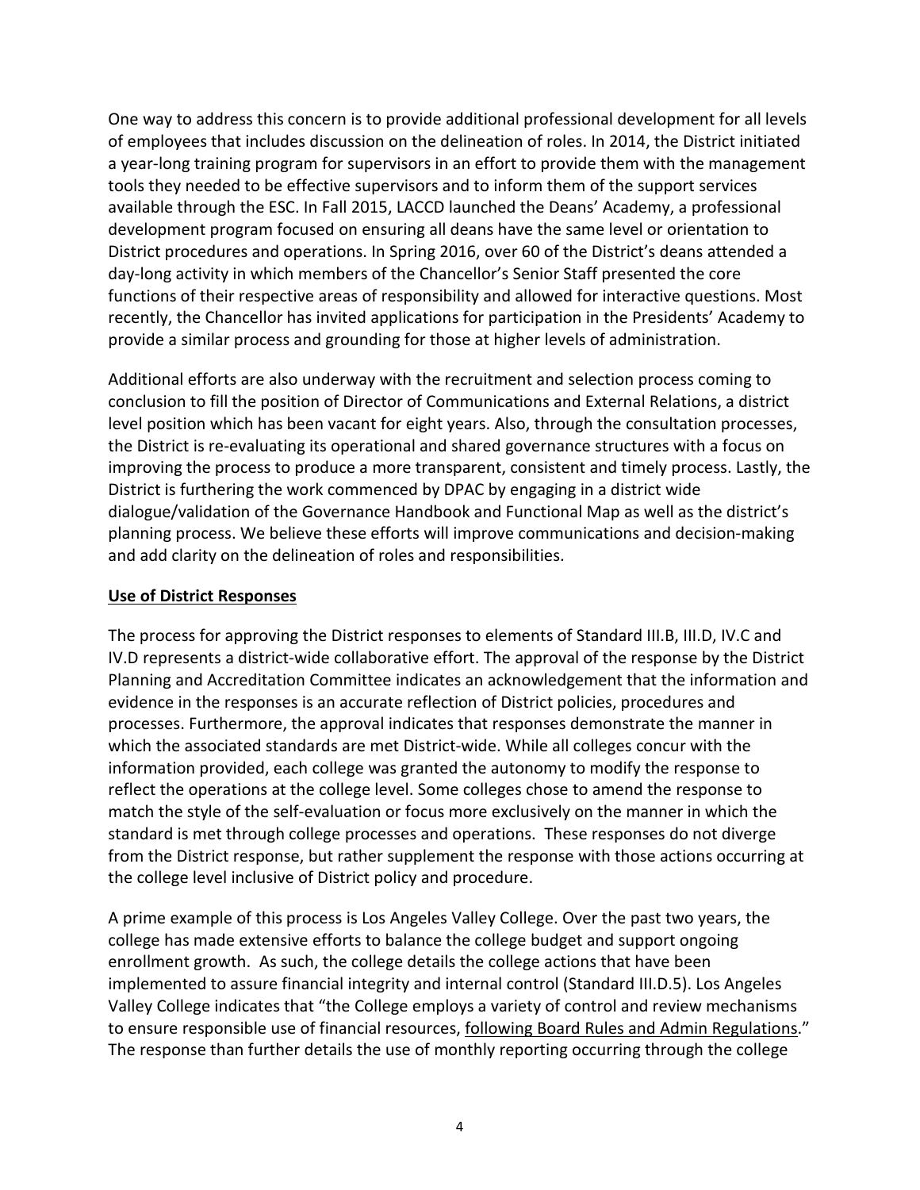One way to address this concern is to provide additional professional development for all levels of employees that includes discussion on the delineation of roles. In 2014, the District initiated a year-long training program for supervisors in an effort to provide them with the management tools they needed to be effective supervisors and to inform them of the support services available through the ESC. In Fall 2015, LACCD launched the Deans' Academy, a professional development program focused on ensuring all deans have the same level or orientation to District procedures and operations. In Spring 2016, over 60 of the District's deans attended a day-long activity in which members of the Chancellor's Senior Staff presented the core functions of their respective areas of responsibility and allowed for interactive questions. Most recently, the Chancellor has invited applications for participation in the Presidents' Academy to provide a similar process and grounding for those at higher levels of administration.

Additional efforts are also underway with the recruitment and selection process coming to conclusion to fill the position of Director of Communications and External Relations, a district level position which has been vacant for eight years. Also, through the consultation processes, the District is re-evaluating its operational and shared governance structures with a focus on improving the process to produce a more transparent, consistent and timely process. Lastly, the District is furthering the work commenced by DPAC by engaging in a district wide dialogue/validation of the Governance Handbook and Functional Map as well as the district's planning process. We believe these efforts will improve communications and decision-making and add clarity on the delineation of roles and responsibilities.

## Use of District Responses

The process for approving the District responses to elements of Standard III.B, III.D, IV.C and IV.D represents a district-wide collaborative effort. The approval of the response by the District Planning and Accreditation Committee indicates an acknowledgement that the information and evidence in the responses is an accurate reflection of District policies, procedures and processes. Furthermore, the approval indicates that responses demonstrate the manner in which the associated standards are met District-wide. While all colleges concur with the information provided, each college was granted the autonomy to modify the response to reflect the operations at the college level. Some colleges chose to amend the response to match the style of the self-evaluation or focus more exclusively on the manner in which the standard is met through college processes and operations. These responses do not diverge from the District response, but rather supplement the response with those actions occurring at the college level inclusive of District policy and procedure.

A prime example of this process is Los Angeles Valley College. Over the past two years, the college has made extensive efforts to balance the college budget and support ongoing enrollment growth. As such, the college details the college actions that have been implemented to assure financial integrity and internal control (Standard III.D.5). Los Angeles Valley College indicates that "the College employs a variety of control and review mechanisms to ensure responsible use of financial resources, following Board Rules and Admin Regulations." The response than further details the use of monthly reporting occurring through the college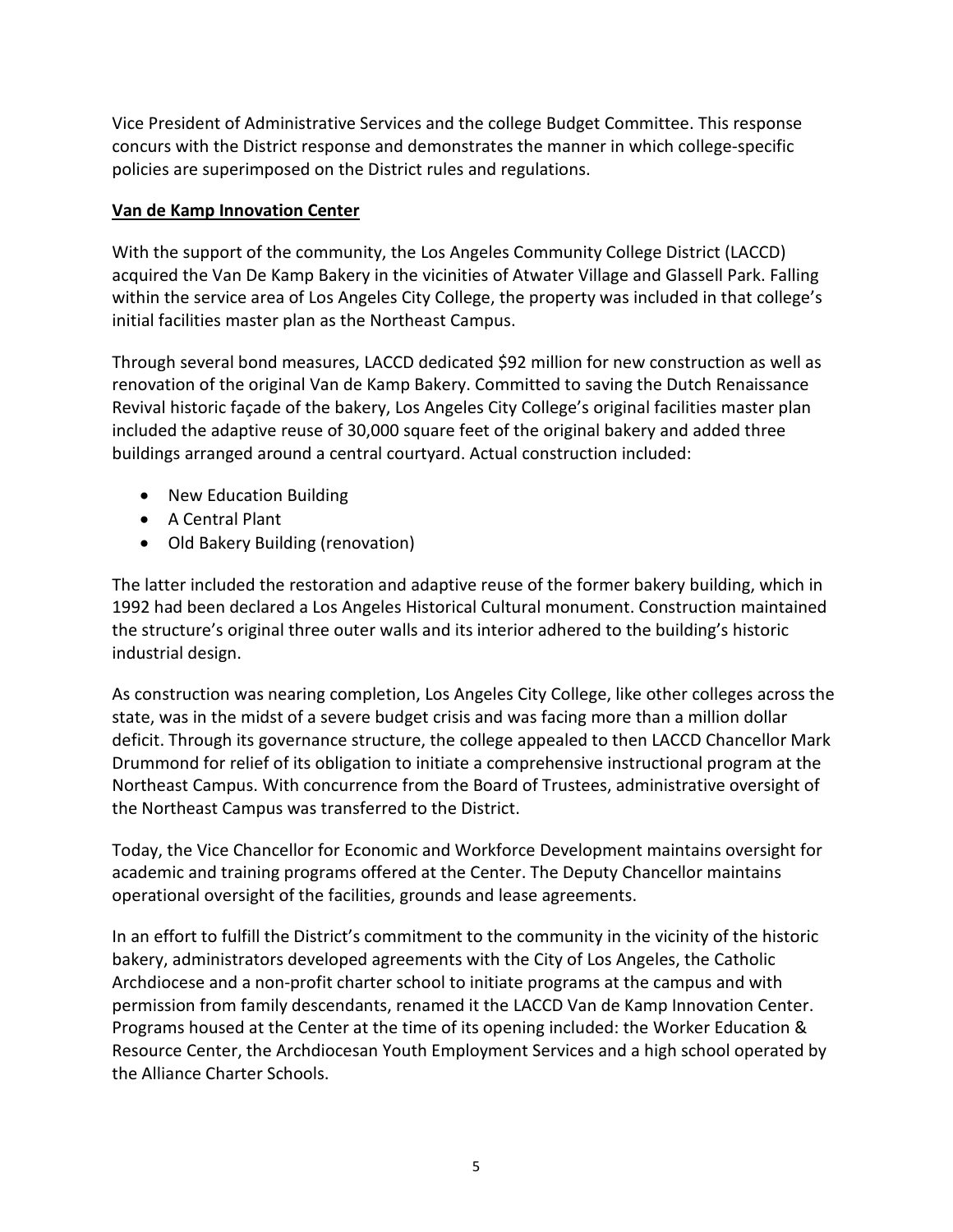Vice President of Administrative Services and the college Budget Committee. This response concurs with the District response and demonstrates the manner in which college-specific policies are superimposed on the District rules and regulations.

**Van de Kamp Innovation Center**

With the support of the community, the Los Angeles Community College District (LACCD) acquired the Van De Kamp Bakery in the vicinities of Atwater Village and Glassell Park. Falling within the service area of Los Angeles City College, the property was included in that college's initial facilities master plan as the Northeast Campus.

Through several bond measures, LACCD dedicated $92 million for new construction as well as renovation of the original Van de Kamp Bakery. Committed to saving the Dutch Renaissance Revival historic façade of the bakery, Los Angeles City College's original facilities master plan included the adaptive reuse of 30,000 square feet of the original bakery and added three buildings arranged around a central courtyard. Actual construction included:

- New Education Building
- A Central Plant
- Old Bakery Building (renovation)

The latter included the restoration and adaptive reuse of the former bakery building, which in 1992 had been declared a Los Angeles Historical Cultural monument. Construction maintained the structure's original three outer walls and its interior adhered to the building's historic industrial design.

As construction was nearing completion, Los Angeles City College, like other colleges across the state, was in the midst of a severe budget crisis and was facing more than a million dollar deficit. Through its governance structure, the college appealed to then LACCD Chancellor Mark Drummond for relief of its obligation to initiate a comprehensive instructional program at the Northeast Campus. With concurrence from the Board of Trustees, administrative oversight of the Northeast Campus was transferred to the District.

Today, the Vice Chancellor for Economic and Workforce Development maintains oversight for academic and training programs offered at the Center. The Deputy Chancellor maintains operational oversight of the facilities, grounds and lease agreements.

In an effort to fulfill the District's commitment to the community in the vicinity of the historic bakery, administrators developed agreements with the City of Los Angeles, the Catholic Archdiocese and a non-profit charter school to initiate programs at the campus and with permission from family descendants, renamed it the LACCD Van de Kamp Innovation Center. Programs housed at the Center at the time of its opening included: the Worker Education & Resource Center, the Archdiocesan Youth Employment Services and a high school operated by the Alliance Charter Schools.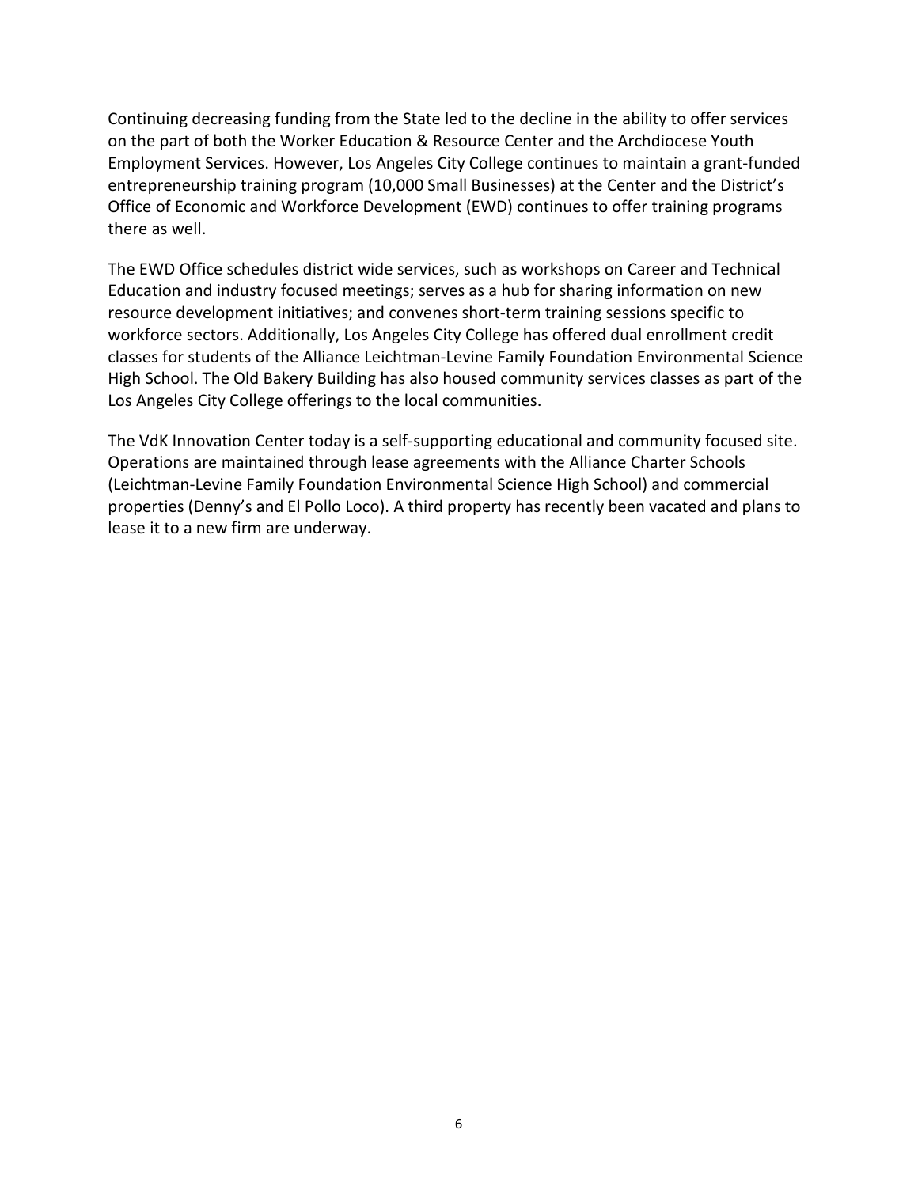Continuing decreasing funding from the State led to the decline in the ability to offer services on the part of both the Worker Education & Resource Center and the Archdiocese Youth Employment Services. However, Los Angeles City College continues to maintain a grant-funded entrepreneurship training program (10,000 Small Businesses) at the Center and the District's Office of Economic and Workforce Development (EWD) continues to offer training programs there as well.

The EWD Office schedules district wide services, such as workshops on Career and Technical Education and industry focused meetings; serves as a hub for sharing information on new resource development initiatives; and convenes short-term training sessions specific to workforce sectors. Additionally, Los Angeles City College has offered dual enrollment credit classes for students of the Alliance Leichtman-Levine Family Foundation Environmental Science High School. The Old Bakery Building has also housed community services classes as part of the Los Angeles City College offerings to the local communities.

The VdK Innovation Center today is a self-supporting educational and community focused site. Operations are maintained through lease agreements with the Alliance Charter Schools (Leichtman-Levine Family Foundation Environmental Science High School) and commercial properties (Denny's and El Pollo Loco). A third property has recently been vacated and plans to lease it to a new firm are underway.